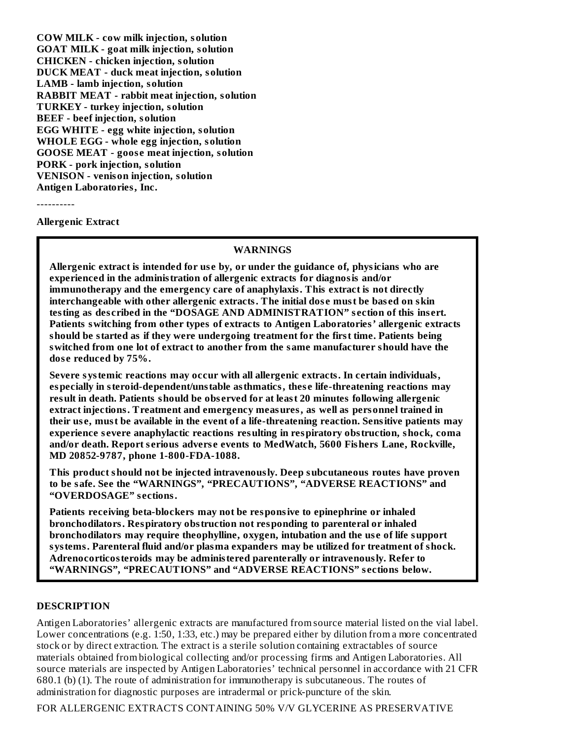**COW MILK - cow milk injection, solution**
**GOAT MILK - goat milk injection, solution**
**CHICKEN - chicken injection, solution**
**DUCK MEAT - duck meat injection, solution**
**LAMB - lamb injection, solution**
**RABBIT MEAT - rabbit meat injection, solution**
**TURKEY - turkey injection, solution**
**BEEF - beef injection, solution**
**EGG WHITE - egg white injection, solution**
**WHOLE EGG - whole egg injection, solution**
**GOOSE MEAT - goose meat injection, solution**
**PORK - pork injection, solution**
**VENISON - venison injection, solution**
**Antigen Laboratories, Inc.**

----------

**Allergenic Extract**

**WARNINGS**

**Allergenic extract is intended for use by, or under the guidance of, physicians who are experienced in the administration of allergenic extracts for diagnosis and/or immunotherapy and the emergency care of anaphylaxis. This extract is not directly interchangeable with other allergenic extracts. The initial dose must be based on skin testing as described in the "DOSAGE AND ADMINISTRATION" section of this insert. Patients switching from other types of extracts to Antigen Laboratories' allergenic extracts should be started as if they were undergoing treatment for the first time. Patients being switched from one lot of extract to another from the same manufacturer should have the dose reduced by 75%.**

**Severe systemic reactions may occur with all allergenic extracts. In certain individuals, especially in steroid-dependent/unstable asthmatics, these life-threatening reactions may result in death. Patients should be observed for at least 20 minutes following allergenic extract injections. Treatment and emergency measures, as well as personnel trained in their use, must be available in the event of a life-threatening reaction. Sensitive patients may experience severe anaphylactic reactions resulting in respiratory obstruction, shock, coma and/or death. Report serious adverse events to MedWatch, 5600 Fishers Lane, Rockville, MD 20852-9787, phone 1-800-FDA-1088.**

**This product should not be injected intravenously. Deep subcutaneous routes have proven to be safe. See the "WARNINGS", "PRECAUTIONS", "ADVERSE REACTIONS" and "OVERDOSAGE" sections.**

**Patients receiving beta-blockers may not be responsive to epinephrine or inhaled bronchodilators. Respiratory obstruction not responding to parenteral or inhaled bronchodilators may require theophylline, oxygen, intubation and the use of life support systems. Parenteral fluid and/or plasma expanders may be utilized for treatment of shock. Adrenocorticosteroids may be administered parenterally or intravenously. Refer to "WARNINGS", "PRECAUTIONS" and "ADVERSE REACTIONS" sections below.**

## DESCRIPTION

Antigen Laboratories' allergenic extracts are manufactured from source material listed on the vial label. Lower concentrations (e.g. 1:50, 1:33, etc.) may be prepared either by dilution from a more concentrated stock or by direct extraction. The extract is a sterile solution containing extractables of source materials obtained from biological collecting and/or processing firms and Antigen Laboratories. All source materials are inspected by Antigen Laboratories' technical personnel in accordance with 21 CFR 680.1 (b) (1). The route of administration for immunotherapy is subcutaneous. The routes of administration for diagnostic purposes are intradermal or prick-puncture of the skin.

FOR ALLERGENIC EXTRACTS CONTAINING 50% V/V GLYCERINE AS PRESERVATIVE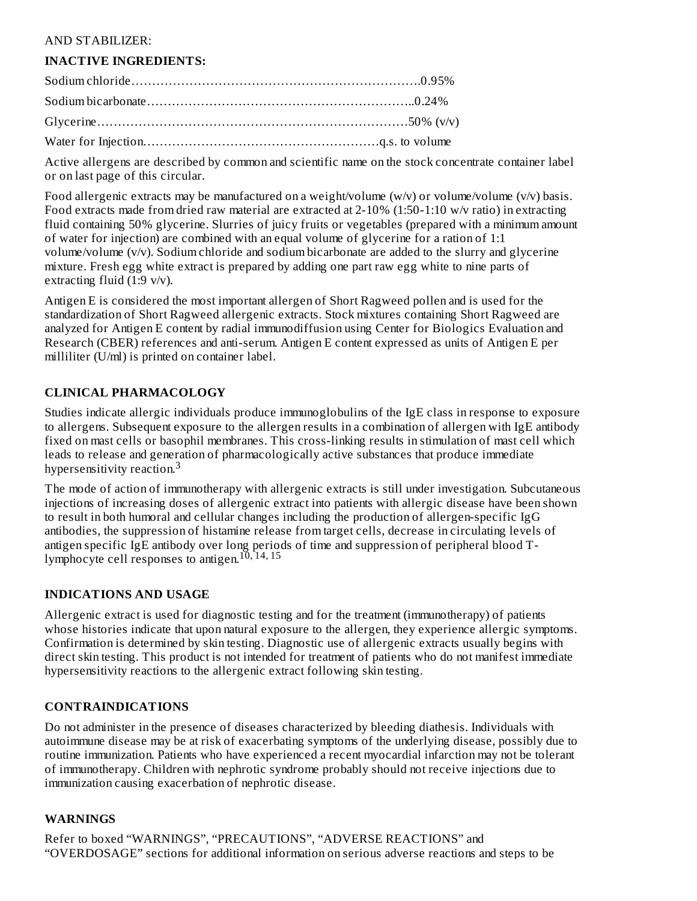AND STABILIZER:

**INACTIVE INGREDIENTS:**

Sodium chloride……………………………………………………………….0.95%

Sodium bicarbonate………………………………………………………..0.24%

Glycerine…………………………………………………………………50% (v/v)

Water for Injection…………………………………………………q.s. to volume

Active allergens are described by common and scientific name on the stock concentrate container label or on last page of this circular.

Food allergenic extracts may be manufactured on a weight/volume (w/v) or volume/volume (v/v) basis. Food extracts made from dried raw material are extracted at 2-10% (1:50-1:10 w/v ratio) in extracting fluid containing 50% glycerine. Slurries of juicy fruits or vegetables (prepared with a minimum amount of water for injection) are combined with an equal volume of glycerine for a ration of 1:1 volume/volume (v/v). Sodium chloride and sodium bicarbonate are added to the slurry and glycerine mixture. Fresh egg white extract is prepared by adding one part raw egg white to nine parts of extracting fluid (1:9 v/v).

Antigen E is considered the most important allergen of Short Ragweed pollen and is used for the standardization of Short Ragweed allergenic extracts. Stock mixtures containing Short Ragweed are analyzed for Antigen E content by radial immunodiffusion using Center for Biologics Evaluation and Research (CBER) references and anti-serum. Antigen E content expressed as units of Antigen E per milliliter (U/ml) is printed on container label.

## CLINICAL PHARMACOLOGY

Studies indicate allergic individuals produce immunoglobulins of the IgE class in response to exposure to allergens. Subsequent exposure to the allergen results in a combination of allergen with IgE antibody fixed on mast cells or basophil membranes. This cross-linking results in stimulation of mast cell which leads to release and generation of pharmacologically active substances that produce immediate hypersensitivity reaction.[3]

The mode of action of immunotherapy with allergenic extracts is still under investigation. Subcutaneous injections of increasing doses of allergenic extract into patients with allergic disease have been shown to result in both humoral and cellular changes including the production of allergen-specific IgG antibodies, the suppression of histamine release from target cells, decrease in circulating levels of antigen specific IgE antibody over long periods of time and suppression of peripheral blood T-lymphocyte cell responses to antigen.[10, 14, 15]

## INDICATIONS AND USAGE

Allergenic extract is used for diagnostic testing and for the treatment (immunotherapy) of patients whose histories indicate that upon natural exposure to the allergen, they experience allergic symptoms. Confirmation is determined by skin testing. Diagnostic use of allergenic extracts usually begins with direct skin testing. This product is not intended for treatment of patients who do not manifest immediate hypersensitivity reactions to the allergenic extract following skin testing.

## CONTRAINDICATIONS

Do not administer in the presence of diseases characterized by bleeding diathesis. Individuals with autoimmune disease may be at risk of exacerbating symptoms of the underlying disease, possibly due to routine immunization. Patients who have experienced a recent myocardial infarction may not be tolerant of immunotherapy. Children with nephrotic syndrome probably should not receive injections due to immunization causing exacerbation of nephrotic disease.

## WARNINGS

Refer to boxed "WARNINGS", "PRECAUTIONS", "ADVERSE REACTIONS" and "OVERDOSAGE" sections for additional information on serious adverse reactions and steps to be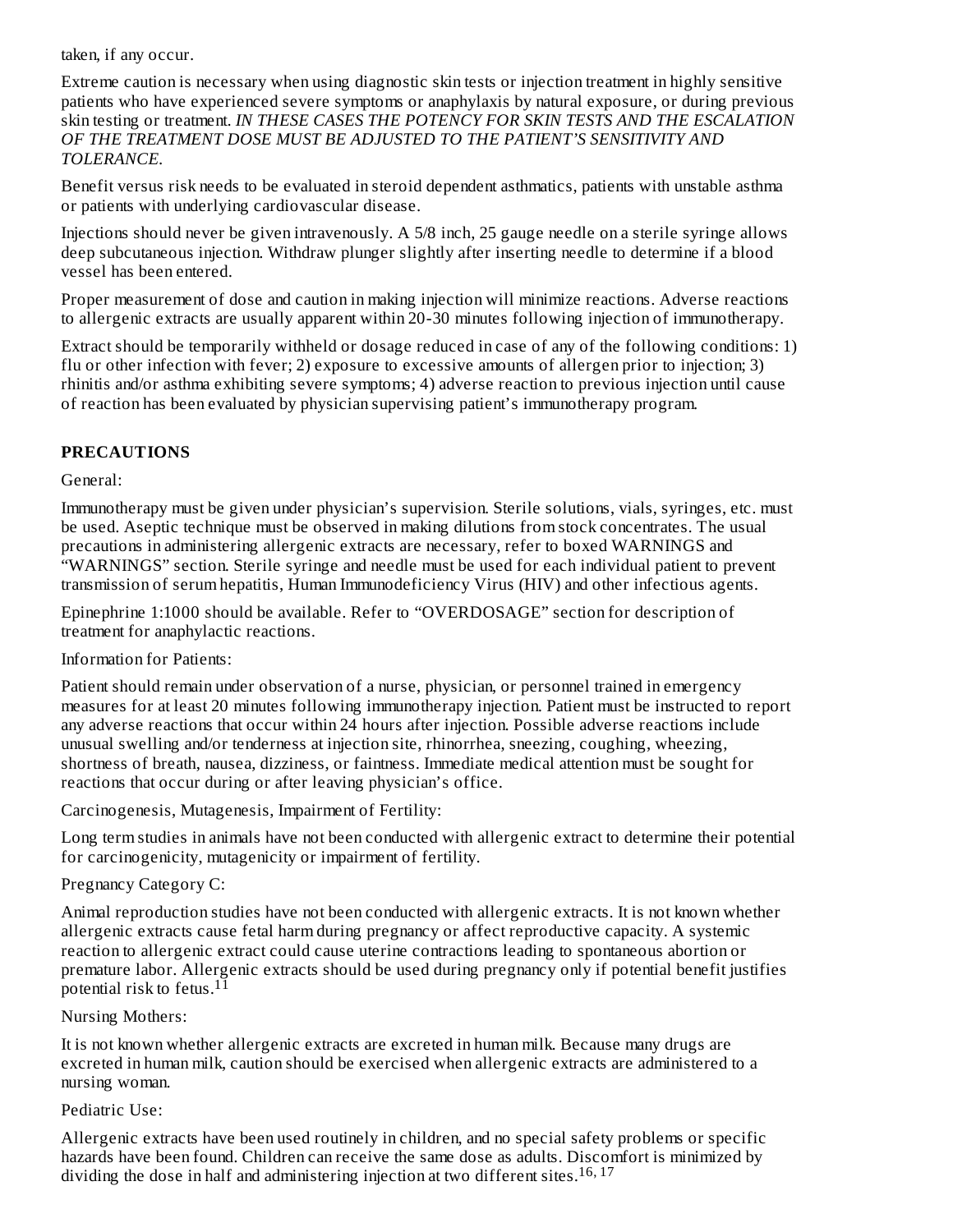taken, if any occur.

Extreme caution is necessary when using diagnostic skin tests or injection treatment in highly sensitive patients who have experienced severe symptoms or anaphylaxis by natural exposure, or during previous skin testing or treatment. *IN THESE CASES THE POTENCY FOR SKIN TESTS AND THE ESCALATION OF THE TREATMENT DOSE MUST BE ADJUSTED TO THE PATIENT'S SENSITIVITY AND TOLERANCE.*

Benefit versus risk needs to be evaluated in steroid dependent asthmatics, patients with unstable asthma or patients with underlying cardiovascular disease.

Injections should never be given intravenously. A 5/8 inch, 25 gauge needle on a sterile syringe allows deep subcutaneous injection. Withdraw plunger slightly after inserting needle to determine if a blood vessel has been entered.

Proper measurement of dose and caution in making injection will minimize reactions. Adverse reactions to allergenic extracts are usually apparent within 20-30 minutes following injection of immunotherapy.

Extract should be temporarily withheld or dosage reduced in case of any of the following conditions: 1) flu or other infection with fever; 2) exposure to excessive amounts of allergen prior to injection; 3) rhinitis and/or asthma exhibiting severe symptoms; 4) adverse reaction to previous injection until cause of reaction has been evaluated by physician supervising patient's immunotherapy program.

## PRECAUTIONS

General:

Immunotherapy must be given under physician's supervision. Sterile solutions, vials, syringes, etc. must be used. Aseptic technique must be observed in making dilutions from stock concentrates. The usual precautions in administering allergenic extracts are necessary, refer to boxed WARNINGS and "WARNINGS" section. Sterile syringe and needle must be used for each individual patient to prevent transmission of serum hepatitis, Human Immunodeficiency Virus (HIV) and other infectious agents.

Epinephrine 1:1000 should be available. Refer to "OVERDOSAGE" section for description of treatment for anaphylactic reactions.

Information for Patients:

Patient should remain under observation of a nurse, physician, or personnel trained in emergency measures for at least 20 minutes following immunotherapy injection. Patient must be instructed to report any adverse reactions that occur within 24 hours after injection. Possible adverse reactions include unusual swelling and/or tenderness at injection site, rhinorrhea, sneezing, coughing, wheezing, shortness of breath, nausea, dizziness, or faintness. Immediate medical attention must be sought for reactions that occur during or after leaving physician's office.

Carcinogenesis, Mutagenesis, Impairment of Fertility:

Long term studies in animals have not been conducted with allergenic extract to determine their potential for carcinogenicity, mutagenicity or impairment of fertility.

Pregnancy Category C:

Animal reproduction studies have not been conducted with allergenic extracts. It is not known whether allergenic extracts cause fetal harm during pregnancy or affect reproductive capacity. A systemic reaction to allergenic extract could cause uterine contractions leading to spontaneous abortion or premature labor. Allergenic extracts should be used during pregnancy only if potential benefit justifies potential risk to fetus.[11]

Nursing Mothers:

It is not known whether allergenic extracts are excreted in human milk. Because many drugs are excreted in human milk, caution should be exercised when allergenic extracts are administered to a nursing woman.

Pediatric Use:

Allergenic extracts have been used routinely in children, and no special safety problems or specific hazards have been found. Children can receive the same dose as adults. Discomfort is minimized by dividing the dose in half and administering injection at two different sites.[16, 17]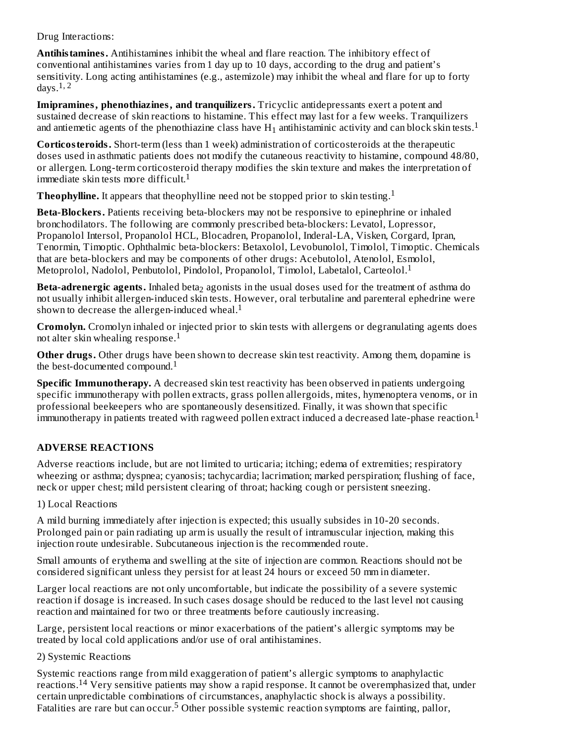Drug Interactions:

**Antihistamines.** Antihistamines inhibit the wheal and flare reaction. The inhibitory effect of conventional antihistamines varies from 1 day up to 10 days, according to the drug and patient's sensitivity. Long acting antihistamines (e.g., astemizole) may inhibit the wheal and flare for up to forty days.[1, 2]

**Imipramines, phenothiazines, and tranquilizers.** Tricyclic antidepressants exert a potent and sustained decrease of skin reactions to histamine. This effect may last for a few weeks. Tranquilizers and antiemetic agents of the phenothiazine class have $H_1$ antihistaminic activity and can block skin tests.[1]

**Corticosteroids.** Short-term (less than 1 week) administration of corticosteroids at the therapeutic doses used in asthmatic patients does not modify the cutaneous reactivity to histamine, compound 48/80, or allergen. Long-term corticosteroid therapy modifies the skin texture and makes the interpretation of immediate skin tests more difficult.[1]

**Theophylline.** It appears that theophylline need not be stopped prior to skin testing.[1]

**Beta-Blockers.** Patients receiving beta-blockers may not be responsive to epinephrine or inhaled bronchodilators. The following are commonly prescribed beta-blockers: Levatol, Lopressor, Propanolol Intersol, Propanolol HCL, Blocadren, Propanolol, Inderal-LA, Visken, Corgard, Ipran, Tenormin, Timoptic. Ophthalmic beta-blockers: Betaxolol, Levobunolol, Timolol, Timoptic. Chemicals that are beta-blockers and may be components of other drugs: Acebutolol, Atenolol, Esmolol, Metoprolol, Nadolol, Penbutolol, Pindolol, Propanolol, Timolol, Labetalol, Carteolol.[1]

**Beta-adrenergic agents.** Inhaled $\text{beta}_2$ agonists in the usual doses used for the treatment of asthma do not usually inhibit allergen-induced skin tests. However, oral terbutaline and parenteral ephedrine were shown to decrease the allergen-induced wheal.[1]

**Cromolyn.** Cromolyn inhaled or injected prior to skin tests with allergens or degranulating agents does not alter skin whealing response.[1]

**Other drugs.** Other drugs have been shown to decrease skin test reactivity. Among them, dopamine is the best-documented compound.[1]

**Specific Immunotherapy.** A decreased skin test reactivity has been observed in patients undergoing specific immunotherapy with pollen extracts, grass pollen allergoids, mites, hymenoptera venoms, or in professional beekeepers who are spontaneously desensitized. Finally, it was shown that specific immunotherapy in patients treated with ragweed pollen extract induced a decreased late-phase reaction.[1]

## ADVERSE REACTIONS

Adverse reactions include, but are not limited to urticaria; itching; edema of extremities; respiratory wheezing or asthma; dyspnea; cyanosis; tachycardia; lacrimation; marked perspiration; flushing of face, neck or upper chest; mild persistent clearing of throat; hacking cough or persistent sneezing.

1) Local Reactions

A mild burning immediately after injection is expected; this usually subsides in 10-20 seconds. Prolonged pain or pain radiating up arm is usually the result of intramuscular injection, making this injection route undesirable. Subcutaneous injection is the recommended route.

Small amounts of erythema and swelling at the site of injection are common. Reactions should not be considered significant unless they persist for at least 24 hours or exceed 50 mm in diameter.

Larger local reactions are not only uncomfortable, but indicate the possibility of a severe systemic reaction if dosage is increased. In such cases dosage should be reduced to the last level not causing reaction and maintained for two or three treatments before cautiously increasing.

Large, persistent local reactions or minor exacerbations of the patient's allergic symptoms may be treated by local cold applications and/or use of oral antihistamines.

2) Systemic Reactions

Systemic reactions range from mild exaggeration of patient's allergic symptoms to anaphylactic reactions.[14] Very sensitive patients may show a rapid response. It cannot be overemphasized that, under certain unpredictable combinations of circumstances, anaphylactic shock is always a possibility. Fatalities are rare but can occur.[5] Other possible systemic reaction symptoms are fainting, pallor,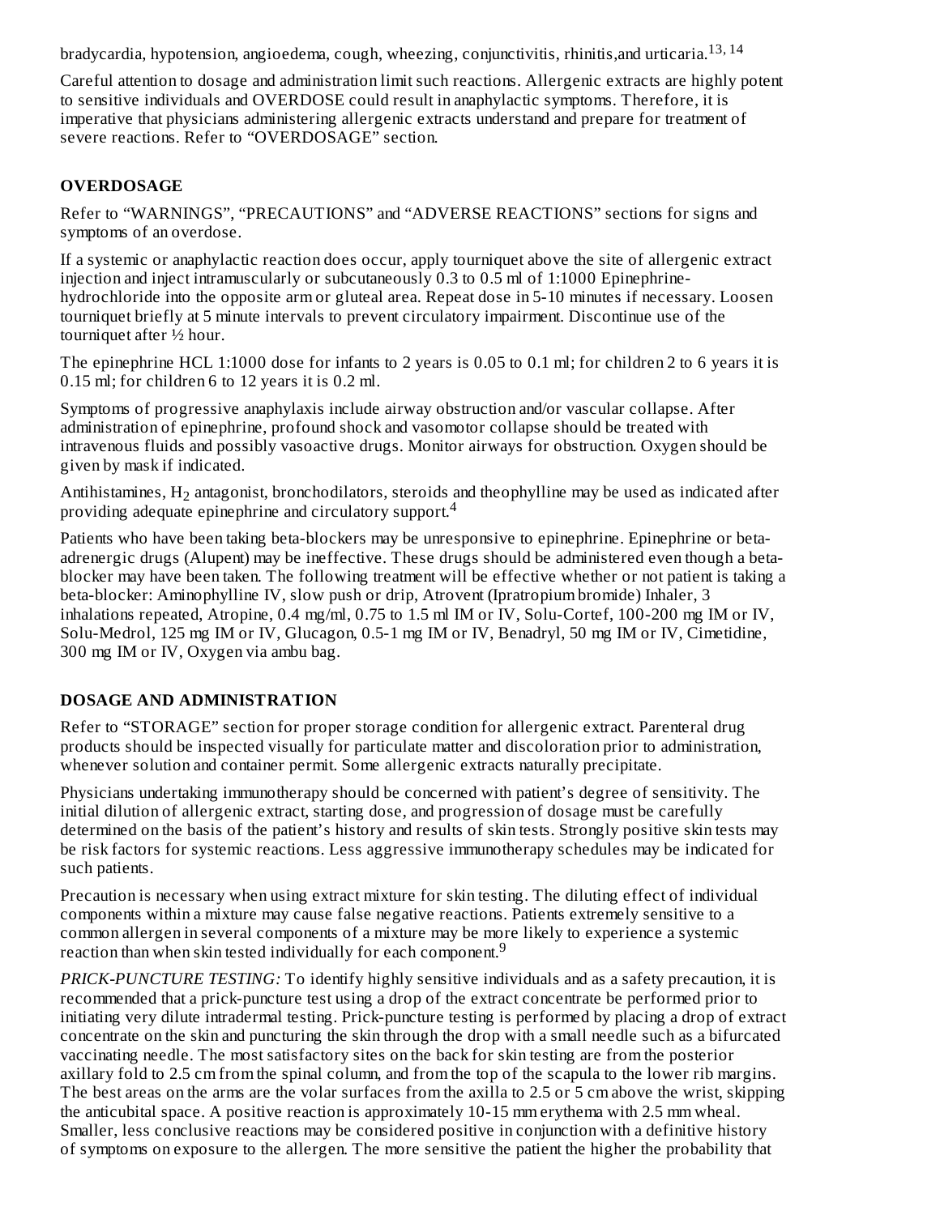bradycardia, hypotension, angioedema, cough, wheezing, conjunctivitis, rhinitis,and urticaria.[13, 14]

Careful attention to dosage and administration limit such reactions. Allergenic extracts are highly potent to sensitive individuals and OVERDOSE could result in anaphylactic symptoms. Therefore, it is imperative that physicians administering allergenic extracts understand and prepare for treatment of severe reactions. Refer to “OVERDOSAGE” section.

## OVERDOSAGE

Refer to “WARNINGS”, “PRECAUTIONS” and “ADVERSE REACTIONS” sections for signs and symptoms of an overdose.

If a systemic or anaphylactic reaction does occur, apply tourniquet above the site of allergenic extract injection and inject intramuscularly or subcutaneously 0.3 to 0.5 ml of 1:1000 Epinephrine-hydrochloride into the opposite arm or gluteal area. Repeat dose in 5-10 minutes if necessary. Loosen tourniquet briefly at 5 minute intervals to prevent circulatory impairment. Discontinue use of the tourniquet after ½ hour.

The epinephrine HCL 1:1000 dose for infants to 2 years is 0.05 to 0.1 ml; for children 2 to 6 years it is 0.15 ml; for children 6 to 12 years it is 0.2 ml.

Symptoms of progressive anaphylaxis include airway obstruction and/or vascular collapse. After administration of epinephrine, profound shock and vasomotor collapse should be treated with intravenous fluids and possibly vasoactive drugs. Monitor airways for obstruction. Oxygen should be given by mask if indicated.

Antihistamines, $H_2$ antagonist, bronchodilators, steroids and theophylline may be used as indicated after providing adequate epinephrine and circulatory support.[4]

Patients who have been taking beta-blockers may be unresponsive to epinephrine. Epinephrine or beta-adrenergic drugs (Alupent) may be ineffective. These drugs should be administered even though a beta-blocker may have been taken. The following treatment will be effective whether or not patient is taking a beta-blocker: Aminophylline IV, slow push or drip, Atrovent (Ipratropium bromide) Inhaler, 3 inhalations repeated, Atropine, 0.4 mg/ml, 0.75 to 1.5 ml IM or IV, Solu-Cortef, 100-200 mg IM or IV, Solu-Medrol, 125 mg IM or IV, Glucagon, 0.5-1 mg IM or IV, Benadryl, 50 mg IM or IV, Cimetidine, 300 mg IM or IV, Oxygen via ambu bag.

## DOSAGE AND ADMINISTRATION

Refer to “STORAGE” section for proper storage condition for allergenic extract. Parenteral drug products should be inspected visually for particulate matter and discoloration prior to administration, whenever solution and container permit. Some allergenic extracts naturally precipitate.

Physicians undertaking immunotherapy should be concerned with patient’s degree of sensitivity. The initial dilution of allergenic extract, starting dose, and progression of dosage must be carefully determined on the basis of the patient’s history and results of skin tests. Strongly positive skin tests may be risk factors for systemic reactions. Less aggressive immunotherapy schedules may be indicated for such patients.

Precaution is necessary when using extract mixture for skin testing. The diluting effect of individual components within a mixture may cause false negative reactions. Patients extremely sensitive to a common allergen in several components of a mixture may be more likely to experience a systemic reaction than when skin tested individually for each component.[9]

*PRICK-PUNCTURE TESTING:* To identify highly sensitive individuals and as a safety precaution, it is recommended that a prick-puncture test using a drop of the extract concentrate be performed prior to initiating very dilute intradermal testing. Prick-puncture testing is performed by placing a drop of extract concentrate on the skin and puncturing the skin through the drop with a small needle such as a bifurcated vaccinating needle. The most satisfactory sites on the back for skin testing are from the posterior axillary fold to 2.5 cm from the spinal column, and from the top of the scapula to the lower rib margins. The best areas on the arms are the volar surfaces from the axilla to 2.5 or 5 cm above the wrist, skipping the anticubital space. A positive reaction is approximately 10-15 mm erythema with 2.5 mm wheal. Smaller, less conclusive reactions may be considered positive in conjunction with a definitive history of symptoms on exposure to the allergen. The more sensitive the patient the higher the probability that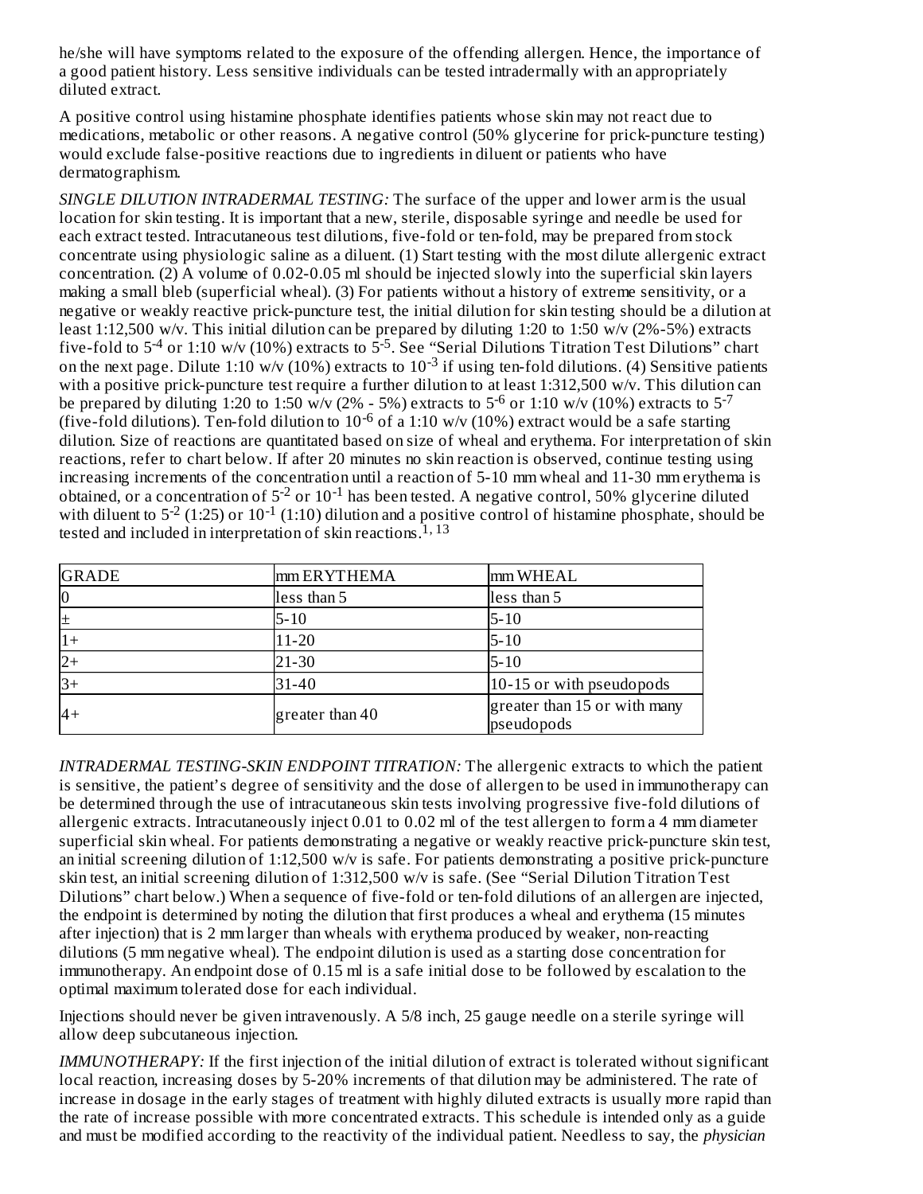he/she will have symptoms related to the exposure of the offending allergen. Hence, the importance of a good patient history. Less sensitive individuals can be tested intradermally with an appropriately diluted extract.

A positive control using histamine phosphate identifies patients whose skin may not react due to medications, metabolic or other reasons. A negative control (50% glycerine for prick-puncture testing) would exclude false-positive reactions due to ingredients in diluent or patients who have dermatographism.

*SINGLE DILUTION INTRADERMAL TESTING:* The surface of the upper and lower arm is the usual location for skin testing. It is important that a new, sterile, disposable syringe and needle be used for each extract tested. Intracutaneous test dilutions, five-fold or ten-fold, may be prepared from stock concentrate using physiologic saline as a diluent. (1) Start testing with the most dilute allergenic extract concentration. (2) A volume of 0.02-0.05 ml should be injected slowly into the superficial skin layers making a small bleb (superficial wheal). (3) For patients without a history of extreme sensitivity, or a negative or weakly reactive prick-puncture test, the initial dilution for skin testing should be a dilution at least 1:12,500 w/v. This initial dilution can be prepared by diluting 1:20 to 1:50 w/v (2%-5%) extracts five-fold to $5^{-4}$ or 1:10 w/v (10%) extracts to $5^{-5}$. See "Serial Dilutions Titration Test Dilutions" chart on the next page. Dilute 1:10 w/v (10%) extracts to $10^{-3}$ if using ten-fold dilutions. (4) Sensitive patients with a positive prick-puncture test require a further dilution to at least 1:312,500 w/v. This dilution can be prepared by diluting 1:20 to 1:50 w/v (2% - 5%) extracts to $5^{-6}$ or 1:10 w/v (10%) extracts to $5^{-7}$ (five-fold dilutions). Ten-fold dilution to $10^{-6}$ of a 1:10 w/v (10%) extract would be a safe starting dilution. Size of reactions are quantitated based on size of wheal and erythema. For interpretation of skin reactions, refer to chart below. If after 20 minutes no skin reaction is observed, continue testing using increasing increments of the concentration until a reaction of 5-10 mm wheal and 11-30 mm erythema is obtained, or a concentration of $5^{-2}$ or $10^{-1}$ has been tested. A negative control, 50% glycerine diluted with diluent to $5^{-2}$ (1:25) or $10^{-1}$ (1:10) dilution and a positive control of histamine phosphate, should be tested and included in interpretation of skin reactions.[1, 13]

| GRADE | mm ERYTHEMA | mm WHEAL |
|---|---|---|
| 0 | less than 5 | less than 5 |
| ± | 5-10 | 5-10 |
| 1+ | 11-20 | 5-10 |
| 2+ | 21-30 | 5-10 |
| 3+ | 31-40 | 10-15 or with pseudopods |
| 4+ | greater than 40 | greater than 15 or with many pseudopods |

*INTRADERMAL TESTING-SKIN ENDPOINT TITRATION:* The allergenic extracts to which the patient is sensitive, the patient's degree of sensitivity and the dose of allergen to be used in immunotherapy can be determined through the use of intracutaneous skin tests involving progressive five-fold dilutions of allergenic extracts. Intracutaneously inject 0.01 to 0.02 ml of the test allergen to form a 4 mm diameter superficial skin wheal. For patients demonstrating a negative or weakly reactive prick-puncture skin test, an initial screening dilution of 1:12,500 w/v is safe. For patients demonstrating a positive prick-puncture skin test, an initial screening dilution of 1:312,500 w/v is safe. (See "Serial Dilution Titration Test Dilutions" chart below.) When a sequence of five-fold or ten-fold dilutions of an allergen are injected, the endpoint is determined by noting the dilution that first produces a wheal and erythema (15 minutes after injection) that is 2 mm larger than wheals with erythema produced by weaker, non-reacting dilutions (5 mm negative wheal). The endpoint dilution is used as a starting dose concentration for immunotherapy. An endpoint dose of 0.15 ml is a safe initial dose to be followed by escalation to the optimal maximum tolerated dose for each individual.

Injections should never be given intravenously. A 5/8 inch, 25 gauge needle on a sterile syringe will allow deep subcutaneous injection.

*IMMUNOTHERAPY:* If the first injection of the initial dilution of extract is tolerated without significant local reaction, increasing doses by 5-20% increments of that dilution may be administered. The rate of increase in dosage in the early stages of treatment with highly diluted extracts is usually more rapid than the rate of increase possible with more concentrated extracts. This schedule is intended only as a guide and must be modified according to the reactivity of the individual patient. Needless to say, the *physician*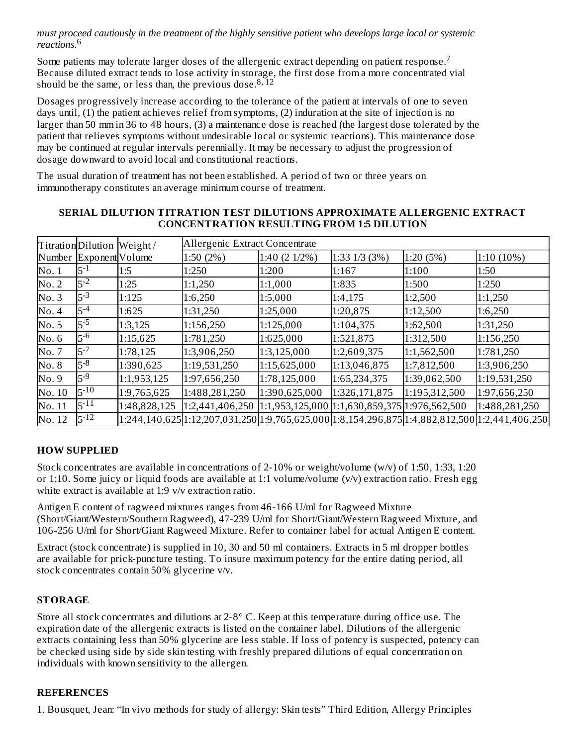*must proceed cautiously in the treatment of the highly sensitive patient who develops large local or systemic reactions*.[6]

Some patients may tolerate larger doses of the allergenic extract depending on patient response.[7] Because diluted extract tends to lose activity in storage, the first dose from a more concentrated vial should be the same, or less than, the previous dose.[8, 12]

Dosages progressively increase according to the tolerance of the patient at intervals of one to seven days until, (1) the patient achieves relief from symptoms, (2) induration at the site of injection is no larger than 50 mm in 36 to 48 hours, (3) a maintenance dose is reached (the largest dose tolerated by the patient that relieves symptoms without undesirable local or systemic reactions). This maintenance dose may be continued at regular intervals perennially. It may be necessary to adjust the progression of dosage downward to avoid local and constitutional reactions.

The usual duration of treatment has not been established. A period of two or three years on immunotherapy constitutes an average minimum course of treatment.

**SERIAL DILUTION TITRATION TEST DILUTIONS APPROXIMATE ALLERGENIC EXTRACT CONCENTRATION RESULTING FROM 1:5 DILUTION**

| Titration Number | Dilution Exponent | Weight / Volume | Allergenic Extract Concentrate | | | | |
|---|---|---|---|---|---|---|---|
| | | | 1:50 (2%) | 1:40 (2 1/2%) | 1:33 1/3 (3%) | 1:20 (5%) | 1:10 (10%) |
| No. 1 | $5^{-1}$ | 1:5 | 1:250 | 1:200 | 1:167 | 1:100 | 1:50 |
| No. 2 | $5^{-2}$ | 1:25 | 1:1,250 | 1:1,000 | 1:835 | 1:500 | 1:250 |
| No. 3 | $5^{-3}$ | 1:125 | 1:6,250 | 1:5,000 | 1:4,175 | 1:2,500 | 1:1,250 |
| No. 4 | $5^{-4}$ | 1:625 | 1:31,250 | 1:25,000 | 1:20,875 | 1:12,500 | 1:6,250 |
| No. 5 | $5^{-5}$ | 1:3,125 | 1:156,250 | 1:125,000 | 1:104,375 | 1:62,500 | 1:31,250 |
| No. 6 | $5^{-6}$ | 1:15,625 | 1:781,250 | 1:625,000 | 1:521,875 | 1:312,500 | 1:156,250 |
| No. 7 | $5^{-7}$ | 1:78,125 | 1:3,906,250 | 1:3,125,000 | 1:2,609,375 | 1:1,562,500 | 1:781,250 |
| No. 8 | $5^{-8}$ | 1:390,625 | 1:19,531,250 | 1:15,625,000 | 1:13,046,875 | 1:7,812,500 | 1:3,906,250 |
| No. 9 | $5^{-9}$ | 1:1,953,125 | 1:97,656,250 | 1:78,125,000 | 1:65,234,375 | 1:39,062,500 | 1:19,531,250 |
| No. 10 | $5^{-10}$ | 1:9,765,625 | 1:488,281,250 | 1:390,625,000 | 1:326,171,875 | 1:195,312,500 | 1:97,656,250 |
| No. 11 | $5^{-11}$ | 1:48,828,125 | 1:2,441,406,250 | 1:1,953,125,000 | 1:1,630,859,375 | 1:976,562,500 | 1:488,281,250 |
| No. 12 | $5^{-12}$ | 1:244,140,625 | 1:12,207,031,250 | 1:9,765,625,000 | 1:8,154,296,875 | 1:4,882,812,500 | 1:2,441,406,250 |

## HOW SUPPLIED

Stock concentrates are available in concentrations of 2-10% or weight/volume (w/v) of 1:50, 1:33, 1:20 or 1:10. Some juicy or liquid foods are available at 1:1 volume/volume (v/v) extraction ratio. Fresh egg white extract is available at 1:9 v/v extraction ratio.

Antigen E content of ragweed mixtures ranges from 46-166 U/ml for Ragweed Mixture (Short/Giant/Western/Southern Ragweed), 47-239 U/ml for Short/Giant/Western Ragweed Mixture, and 106-256 U/ml for Short/Giant Ragweed Mixture. Refer to container label for actual Antigen E content.

Extract (stock concentrate) is supplied in 10, 30 and 50 ml containers. Extracts in 5 ml dropper bottles are available for prick-puncture testing. To insure maximum potency for the entire dating period, all stock concentrates contain 50% glycerine v/v.

## STORAGE

Store all stock concentrates and dilutions at 2-8° C. Keep at this temperature during office use. The expiration date of the allergenic extracts is listed on the container label. Dilutions of the allergenic extracts containing less than 50% glycerine are less stable. If loss of potency is suspected, potency can be checked using side by side skin testing with freshly prepared dilutions of equal concentration on individuals with known sensitivity to the allergen.

## REFERENCES

1. Bousquet, Jean: "In vivo methods for study of allergy: Skin tests" Third Edition, Allergy Principles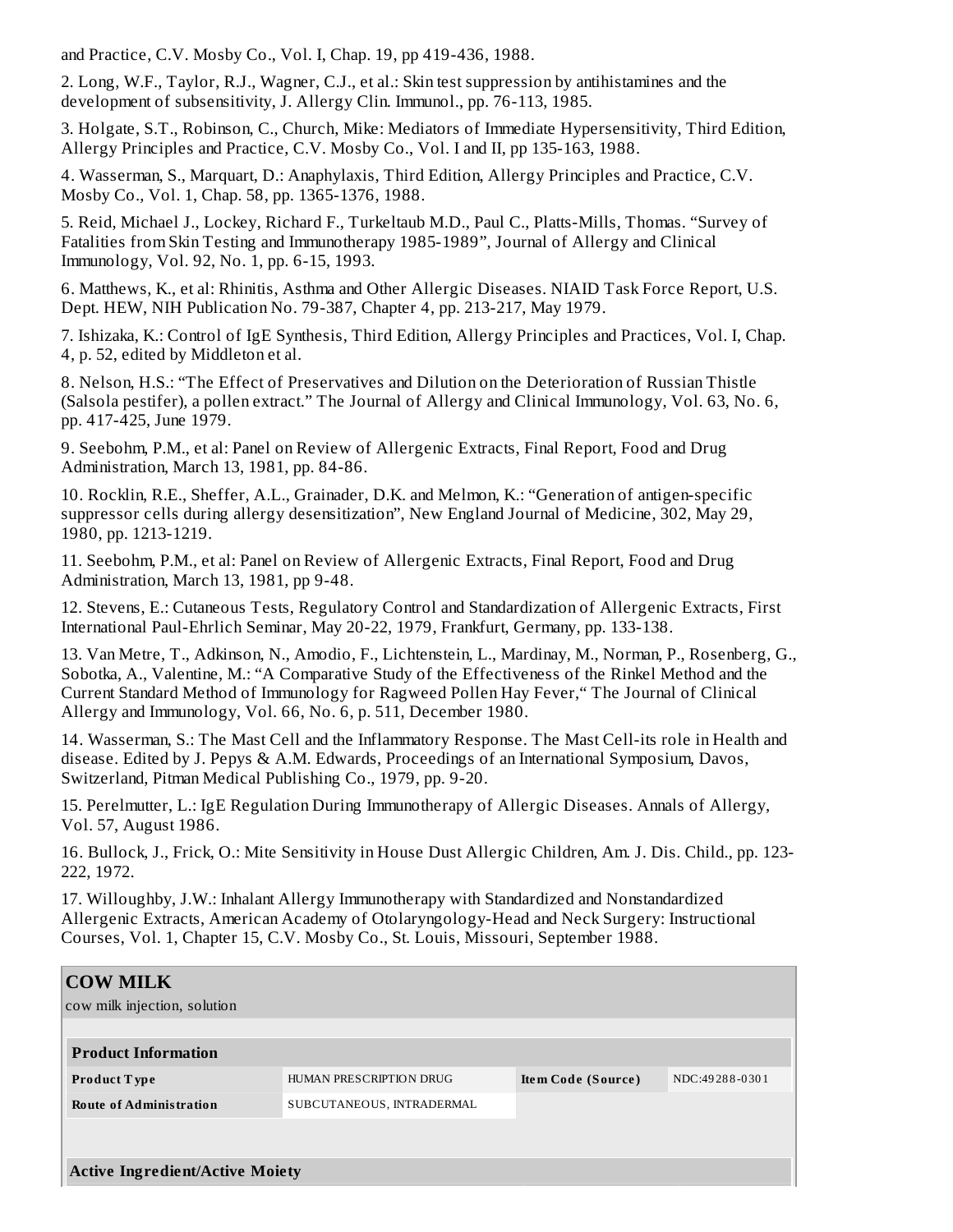and Practice, C.V. Mosby Co., Vol. I, Chap. 19, pp 419-436, 1988.

2. Long, W.F., Taylor, R.J., Wagner, C.J., et al.: Skin test suppression by antihistamines and the development of subsensitivity, J. Allergy Clin. Immunol., pp. 76-113, 1985.

3. Holgate, S.T., Robinson, C., Church, Mike: Mediators of Immediate Hypersensitivity, Third Edition, Allergy Principles and Practice, C.V. Mosby Co., Vol. I and II, pp 135-163, 1988.

4. Wasserman, S., Marquart, D.: Anaphylaxis, Third Edition, Allergy Principles and Practice, C.V. Mosby Co., Vol. 1, Chap. 58, pp. 1365-1376, 1988.

5. Reid, Michael J., Lockey, Richard F., Turkeltaub M.D., Paul C., Platts-Mills, Thomas. "Survey of Fatalities from Skin Testing and Immunotherapy 1985-1989", Journal of Allergy and Clinical Immunology, Vol. 92, No. 1, pp. 6-15, 1993.

6. Matthews, K., et al: Rhinitis, Asthma and Other Allergic Diseases. NIAID Task Force Report, U.S. Dept. HEW, NIH Publication No. 79-387, Chapter 4, pp. 213-217, May 1979.

7. Ishizaka, K.: Control of IgE Synthesis, Third Edition, Allergy Principles and Practices, Vol. I, Chap. 4, p. 52, edited by Middleton et al.

8. Nelson, H.S.: "The Effect of Preservatives and Dilution on the Deterioration of Russian Thistle (Salsola pestifer), a pollen extract." The Journal of Allergy and Clinical Immunology, Vol. 63, No. 6, pp. 417-425, June 1979.

9. Seebohm, P.M., et al: Panel on Review of Allergenic Extracts, Final Report, Food and Drug Administration, March 13, 1981, pp. 84-86.

10. Rocklin, R.E., Sheffer, A.L., Grainader, D.K. and Melmon, K.: "Generation of antigen-specific suppressor cells during allergy desensitization", New England Journal of Medicine, 302, May 29, 1980, pp. 1213-1219.

11. Seebohm, P.M., et al: Panel on Review of Allergenic Extracts, Final Report, Food and Drug Administration, March 13, 1981, pp 9-48.

12. Stevens, E.: Cutaneous Tests, Regulatory Control and Standardization of Allergenic Extracts, First International Paul-Ehrlich Seminar, May 20-22, 1979, Frankfurt, Germany, pp. 133-138.

13. Van Metre, T., Adkinson, N., Amodio, F., Lichtenstein, L., Mardinay, M., Norman, P., Rosenberg, G., Sobotka, A., Valentine, M.: "A Comparative Study of the Effectiveness of the Rinkel Method and the Current Standard Method of Immunology for Ragweed Pollen Hay Fever," The Journal of Clinical Allergy and Immunology, Vol. 66, No. 6, p. 511, December 1980.

14. Wasserman, S.: The Mast Cell and the Inflammatory Response. The Mast Cell-its role in Health and disease. Edited by J. Pepys & A.M. Edwards, Proceedings of an International Symposium, Davos, Switzerland, Pitman Medical Publishing Co., 1979, pp. 9-20.

15. Perelmutter, L.: IgE Regulation During Immunotherapy of Allergic Diseases. Annals of Allergy, Vol. 57, August 1986.

16. Bullock, J., Frick, O.: Mite Sensitivity in House Dust Allergic Children, Am. J. Dis. Child., pp. 123-222, 1972.

17. Willoughby, J.W.: Inhalant Allergy Immunotherapy with Standardized and Nonstandardized Allergenic Extracts, American Academy of Otolaryngology-Head and Neck Surgery: Instructional Courses, Vol. 1, Chapter 15, C.V. Mosby Co., St. Louis, Missouri, September 1988.

## COW MILK

cow milk injection, solution

| Product Information | | | |
|---|---|---|---|
| **Product Type** | HUMAN PRESCRIPTION DRUG | **Item Code (Source)** | NDC:49288-0301 |
| **Route of Administration** | SUBCUTANEOUS, INTRADERMAL | | |

**Active Ingredient/Active Moiety**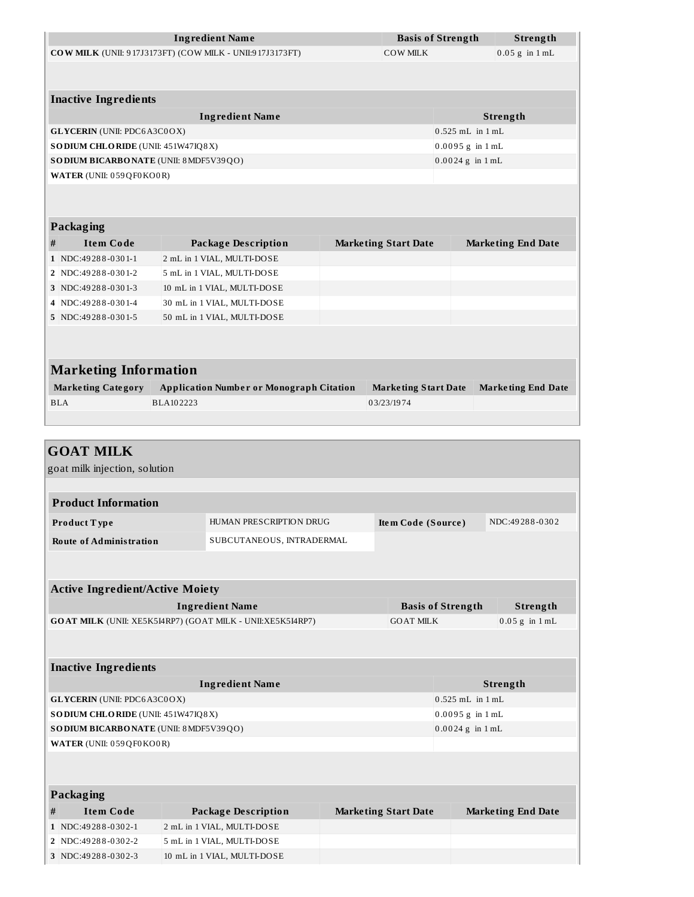| Ingredient Name | Basis of Strength | Strength |
|---|---|---|
| **COW MILK** (UNII: 917J3173FT) (COW MILK - UNII:917J3173FT) | COW MILK | 0.05 g in 1 mL |

### Inactive Ingredients

| Ingredient Name | Strength |
|---|---|
| **GLYCERIN** (UNII: PDC6A3C0OX) | 0.525 mL in 1 mL |
| **SODIUM CHLORIDE** (UNII: 451W47IQ8X) | 0.0095 g in 1 mL |
| **SODIUM BICARBONATE** (UNII: 8MDF5V39QO) | 0.0024 g in 1 mL |
| **WATER** (UNII: 059QF0KO0R) | |

### Packaging

| # | Item Code | Package Description | Marketing Start Date | Marketing End Date |
|---|---|---|---|---|
| 1 | NDC:49288-0301-1 | 2 mL in 1 VIAL, MULTI-DOSE | | |
| 2 | NDC:49288-0301-2 | 5 mL in 1 VIAL, MULTI-DOSE | | |
| 3 | NDC:49288-0301-3 | 10 mL in 1 VIAL, MULTI-DOSE | | |
| 4 | NDC:49288-0301-4 | 30 mL in 1 VIAL, MULTI-DOSE | | |
| 5 | NDC:49288-0301-5 | 50 mL in 1 VIAL, MULTI-DOSE | | |

### Marketing Information

| Marketing Category | Application Number or Monograph Citation | Marketing Start Date | Marketing End Date |
|---|---|---|---|
| BLA | BLA102223 | 03/23/1974 | |

## GOAT MILK

goat milk injection, solution

### Product Information

| | | | |
|---|---|---|---|
| **Product Type** | HUMAN PRESCRIPTION DRUG | **Item Code (Source)** | NDC:49288-0302 |
| **Route of Administration** | SUBCUTANEOUS, INTRADERMAL | | |

### Active Ingredient/Active Moiety

| Ingredient Name | Basis of Strength | Strength |
|---|---|---|
| **GOAT MILK** (UNII: XE5K5I4RP7) (GOAT MILK - UNII:XE5K5I4RP7) | GOAT MILK | 0.05 g in 1 mL |

### Inactive Ingredients

| Ingredient Name | Strength |
|---|---|
| **GLYCERIN** (UNII: PDC6A3C0OX) | 0.525 mL in 1 mL |
| **SODIUM CHLORIDE** (UNII: 451W47IQ8X) | 0.0095 g in 1 mL |
| **SODIUM BICARBONATE** (UNII: 8MDF5V39QO) | 0.0024 g in 1 mL |
| **WATER** (UNII: 059QF0KO0R) | |

### Packaging

| # | Item Code | Package Description | Marketing Start Date | Marketing End Date |
|---|---|---|---|---|
| 1 | NDC:49288-0302-1 | 2 mL in 1 VIAL, MULTI-DOSE | | |
| 2 | NDC:49288-0302-2 | 5 mL in 1 VIAL, MULTI-DOSE | | |
| 3 | NDC:49288-0302-3 | 10 mL in 1 VIAL, MULTI-DOSE | | |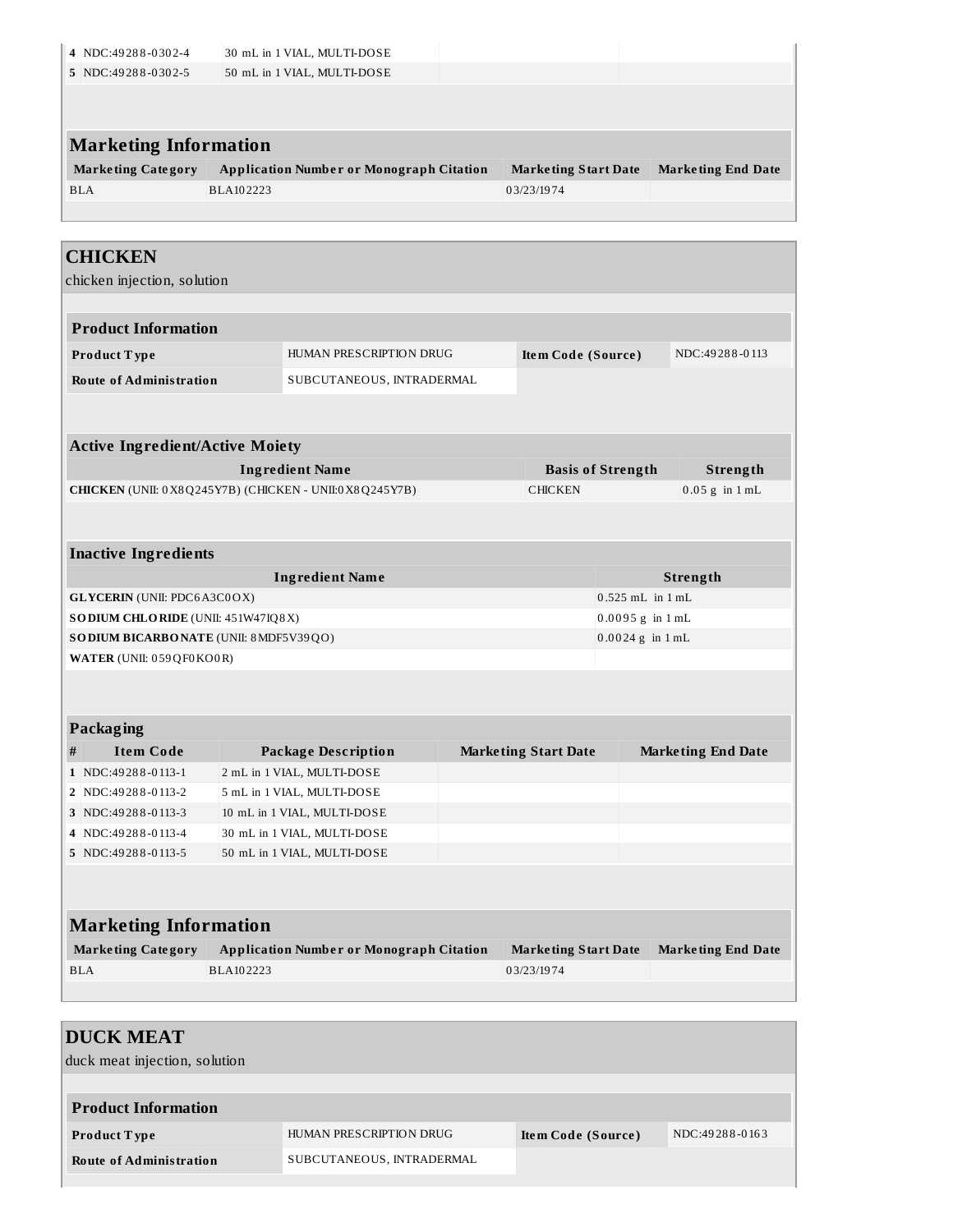| # | Item Code | Package Description | Marketing Start Date | Marketing End Date |
|---|---|---|---|---|
| 4 | NDC:49288-0302-4 | 30 mL in 1 VIAL, MULTI-DOSE | | |
| 5 | NDC:49288-0302-5 | 50 mL in 1 VIAL, MULTI-DOSE | | |

### Marketing Information

| Marketing Category | Application Number or Monograph Citation | Marketing Start Date | Marketing End Date |
|---|---|---|---|
| BLA | BLA102223 | 03/23/1974 | |

## CHICKEN

chicken injection, solution

### Product Information

| | | | |
|---|---|---|---|
| **Product Type** | HUMAN PRESCRIPTION DRUG | **Item Code (Source)** | NDC:49288-0113 |
| **Route of Administration** | SUBCUTANEOUS, INTRADERMAL | | |

### Active Ingredient/Active Moiety

| Ingredient Name | Basis of Strength | Strength |
|---|---|---|
| **CHICKEN** (UNII: 0X8Q245Y7B) (CHICKEN - UNII:0X8Q245Y7B) | CHICKEN | 0.05 g in 1 mL |

### Inactive Ingredients

| Ingredient Name | Strength |
|---|---|
| **GLYCERIN** (UNII: PDC6A3C0OX) | 0.525 mL in 1 mL |
| **SODIUM CHLORIDE** (UNII: 451W47IQ8X) | 0.0095 g in 1 mL |
| **SODIUM BICARBONATE** (UNII: 8MDF5V39QO) | 0.0024 g in 1 mL |
| **WATER** (UNII: 059QF0KO0R) | |

### Packaging

| # | Item Code | Package Description | Marketing Start Date | Marketing End Date |
|---|---|---|---|---|
| 1 | NDC:49288-0113-1 | 2 mL in 1 VIAL, MULTI-DOSE | | |
| 2 | NDC:49288-0113-2 | 5 mL in 1 VIAL, MULTI-DOSE | | |
| 3 | NDC:49288-0113-3 | 10 mL in 1 VIAL, MULTI-DOSE | | |
| 4 | NDC:49288-0113-4 | 30 mL in 1 VIAL, MULTI-DOSE | | |
| 5 | NDC:49288-0113-5 | 50 mL in 1 VIAL, MULTI-DOSE | | |

### Marketing Information

| Marketing Category | Application Number or Monograph Citation | Marketing Start Date | Marketing End Date |
|---|---|---|---|
| BLA | BLA102223 | 03/23/1974 | |

## DUCK MEAT

duck meat injection, solution

### Product Information

| | | | |
|---|---|---|---|
| **Product Type** | HUMAN PRESCRIPTION DRUG | **Item Code (Source)** | NDC:49288-0163 |
| **Route of Administration** | SUBCUTANEOUS, INTRADERMAL | | |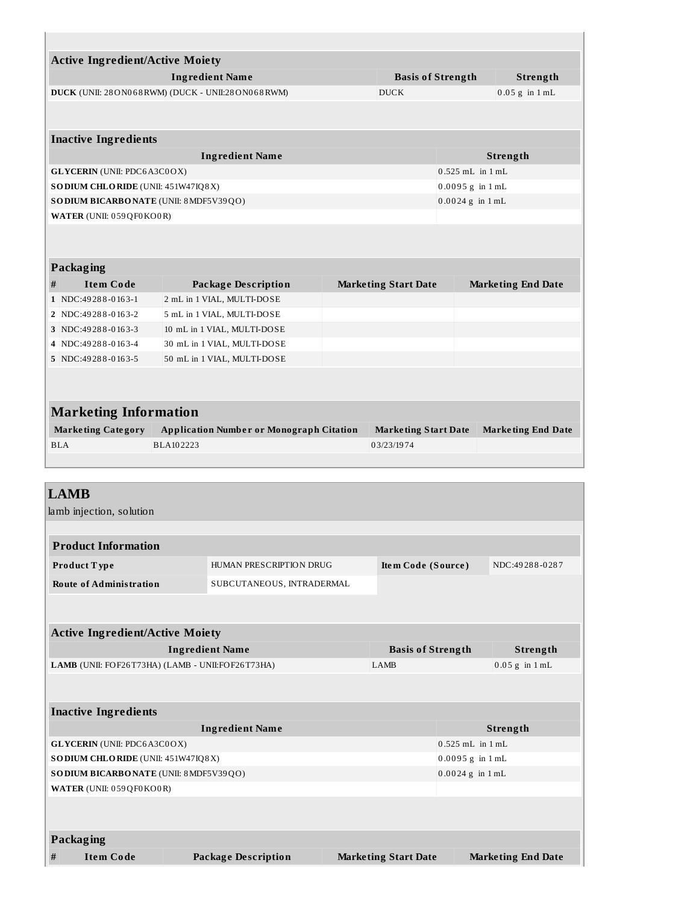| Active Ingredient/Active Moiety | | |
|---|---|---|
| **Ingredient Name** | **Basis of Strength** | **Strength** |
| **DUCK** (UNII: 28ON068RWM) (DUCK - UNII:28ON068RWM) | DUCK | 0.05 g in 1 mL |

| Inactive Ingredients | |
|---|---|
| **Ingredient Name** | **Strength** |
| **GLYCERIN** (UNII: PDC6A3C0OX) | 0.525 mL in 1 mL |
| **SODIUM CHLORIDE** (UNII: 451W47IQ8X) | 0.0095 g in 1 mL |
| **SODIUM BICARBONATE** (UNII: 8MDF5V39QO) | 0.0024 g in 1 mL |
| **WATER** (UNII: 059QF0KO0R) | |

| Packaging | | | | |
|---|---|---|---|---|
| **#** | **Item Code** | **Package Description** | **Marketing Start Date** | **Marketing End Date** |
| 1 | NDC:49288-0163-1 | 2 mL in 1 VIAL, MULTI-DOSE | | |
| 2 | NDC:49288-0163-2 | 5 mL in 1 VIAL, MULTI-DOSE | | |
| 3 | NDC:49288-0163-3 | 10 mL in 1 VIAL, MULTI-DOSE | | |
| 4 | NDC:49288-0163-4 | 30 mL in 1 VIAL, MULTI-DOSE | | |
| 5 | NDC:49288-0163-5 | 50 mL in 1 VIAL, MULTI-DOSE | | |

## Marketing Information

| Marketing Category | Application Number or Monograph Citation | Marketing Start Date | Marketing End Date |
|---|---|---|---|
| BLA | BLA102223 | 03/23/1974 | |

## LAMB

lamb injection, solution

| Product Information | | | |
|---|---|---|---|
| **Product Type** | HUMAN PRESCRIPTION DRUG | **Item Code (Source)** | NDC:49288-0287 |
| **Route of Administration** | SUBCUTANEOUS, INTRADERMAL | | |

| Active Ingredient/Active Moiety | | |
|---|---|---|
| **Ingredient Name** | **Basis of Strength** | **Strength** |
| **LAMB** (UNII: FOF26T73HA) (LAMB - UNII:FOF26T73HA) | LAMB | 0.05 g in 1 mL |

| Inactive Ingredients | |
|---|---|
| **Ingredient Name** | **Strength** |
| **GLYCERIN** (UNII: PDC6A3C0OX) | 0.525 mL in 1 mL |
| **SODIUM CHLORIDE** (UNII: 451W47IQ8X) | 0.0095 g in 1 mL |
| **SODIUM BICARBONATE** (UNII: 8MDF5V39QO) | 0.0024 g in 1 mL |
| **WATER** (UNII: 059QF0KO0R) | |

| Packaging | | | | |
|---|---|---|---|---|
| **#** | **Item Code** | **Package Description** | **Marketing Start Date** | **Marketing End Date** |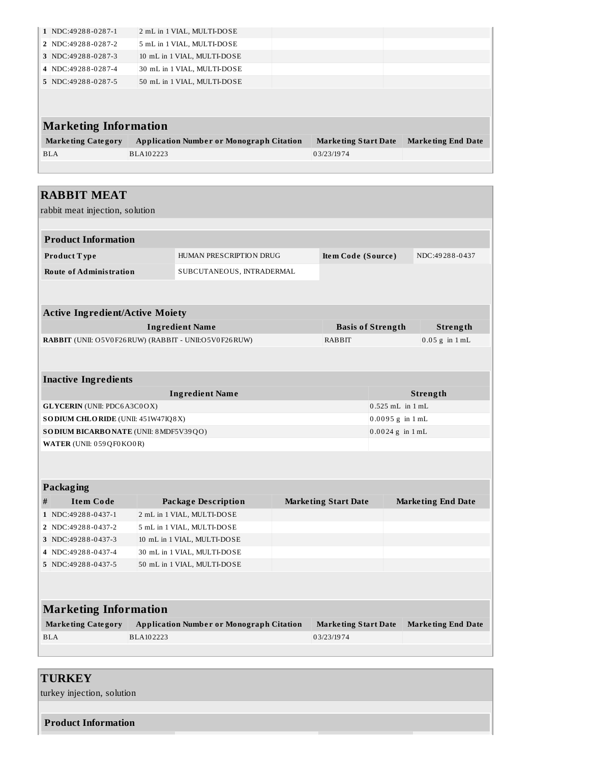| # | Item Code | Package Description | Marketing Start Date | Marketing End Date |
|---|---|---|---|---|
| 1 | NDC:49288-0287-1 | 2 mL in 1 VIAL, MULTI-DOSE | | |
| 2 | NDC:49288-0287-2 | 5 mL in 1 VIAL, MULTI-DOSE | | |
| 3 | NDC:49288-0287-3 | 10 mL in 1 VIAL, MULTI-DOSE | | |
| 4 | NDC:49288-0287-4 | 30 mL in 1 VIAL, MULTI-DOSE | | |
| 5 | NDC:49288-0287-5 | 50 mL in 1 VIAL, MULTI-DOSE | | |

## Marketing Information

| Marketing Category | Application Number or Monograph Citation | Marketing Start Date | Marketing End Date |
|---|---|---|---|
| BLA | BLA102223 | 03/23/1974 | |

# RABBIT MEAT

rabbit meat injection, solution

### Product Information

| | | | |
|---|---|---|---|
| **Product Type** | HUMAN PRESCRIPTION DRUG | **Item Code (Source)** | NDC:49288-0437 |
| **Route of Administration** | SUBCUTANEOUS, INTRADERMAL | | |

### Active Ingredient/Active Moiety

| Ingredient Name | Basis of Strength | Strength |
|---|---|---|
| **RABBIT** (UNII: O5V0F26RUW) (RABBIT - UNII:O5V0F26RUW) | RABBIT | 0.05 g in 1 mL |

### Inactive Ingredients

| Ingredient Name | Strength |
|---|---|
| **GLYCERIN** (UNII: PDC6A3C0OX) | 0.525 mL in 1 mL |
| **SODIUM CHLORIDE** (UNII: 451W47IQ8X) | 0.0095 g in 1 mL |
| **SODIUM BICARBONATE** (UNII: 8MDF5V39QO) | 0.0024 g in 1 mL |
| **WATER** (UNII: 059QF0KO0R) | |

### Packaging

| # | Item Code | Package Description | Marketing Start Date | Marketing End Date |
|---|---|---|---|---|
| 1 | NDC:49288-0437-1 | 2 mL in 1 VIAL, MULTI-DOSE | | |
| 2 | NDC:49288-0437-2 | 5 mL in 1 VIAL, MULTI-DOSE | | |
| 3 | NDC:49288-0437-3 | 10 mL in 1 VIAL, MULTI-DOSE | | |
| 4 | NDC:49288-0437-4 | 30 mL in 1 VIAL, MULTI-DOSE | | |
| 5 | NDC:49288-0437-5 | 50 mL in 1 VIAL, MULTI-DOSE | | |

## Marketing Information

| Marketing Category | Application Number or Monograph Citation | Marketing Start Date | Marketing End Date |
|---|---|---|---|
| BLA | BLA102223 | 03/23/1974 | |

# TURKEY

turkey injection, solution

### Product Information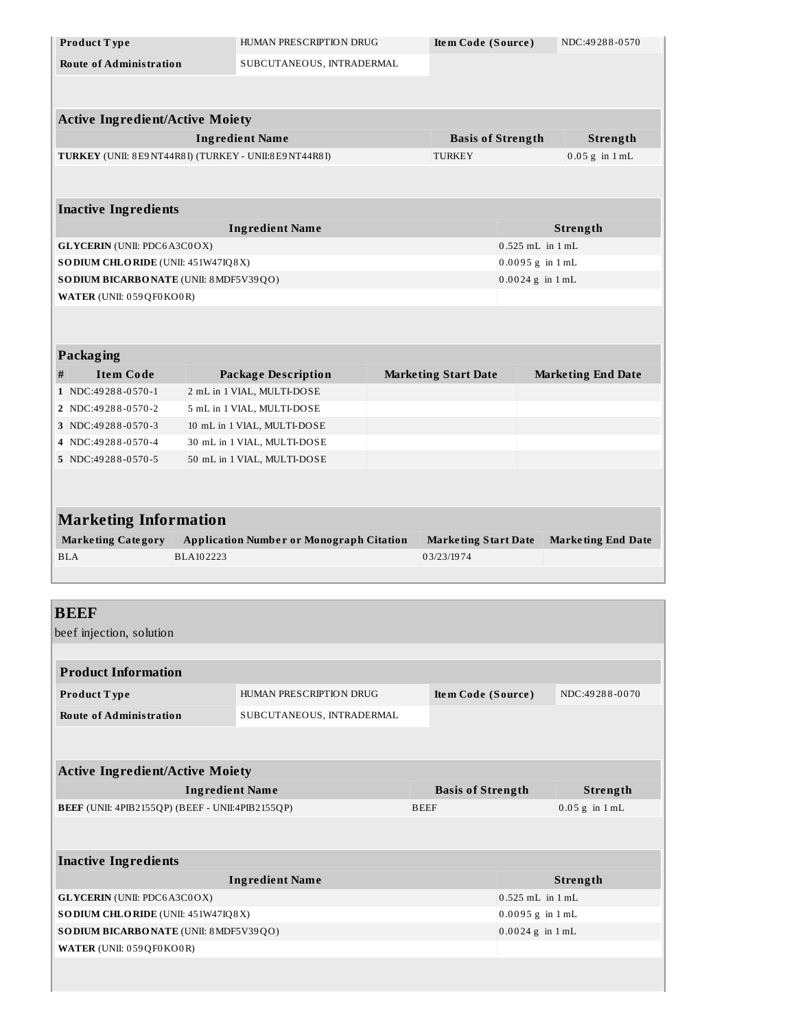| Product Type | HUMAN PRESCRIPTION DRUG | Item Code (Source) | NDC:49288-0570 |
|---|---|---|---|
| Route of Administration | SUBCUTANEOUS, INTRADERMAL | | |

| Active Ingredient/Active Moiety | | |
|---|---|---|
| Ingredient Name | Basis of Strength | Strength |
| **TURKEY** (UNII: 8E9NT44R8I) (TURKEY - UNII:8E9NT44R8I) | TURKEY | 0.05 g in 1 mL |

| Inactive Ingredients | |
|---|---|
| Ingredient Name | Strength |
| **GLYCERIN** (UNII: PDC6A3C0OX) | 0.525 mL in 1 mL |
| **SODIUM CHLORIDE** (UNII: 451W47IQ8X) | 0.0095 g in 1 mL |
| **SODIUM BICARBONATE** (UNII: 8MDF5V39QO) | 0.0024 g in 1 mL |
| **WATER** (UNII: 059QF0KO0R) | |

| Packaging | | | | |
|---|---|---|---|---|
| # | Item Code | Package Description | Marketing Start Date | Marketing End Date |
| 1 | NDC:49288-0570-1 | 2 mL in 1 VIAL, MULTI-DOSE | | |
| 2 | NDC:49288-0570-2 | 5 mL in 1 VIAL, MULTI-DOSE | | |
| 3 | NDC:49288-0570-3 | 10 mL in 1 VIAL, MULTI-DOSE | | |
| 4 | NDC:49288-0570-4 | 30 mL in 1 VIAL, MULTI-DOSE | | |
| 5 | NDC:49288-0570-5 | 50 mL in 1 VIAL, MULTI-DOSE | | |

## Marketing Information

| Marketing Category | Application Number or Monograph Citation | Marketing Start Date | Marketing End Date |
|---|---|---|---|
| BLA | BLA102223 | 03/23/1974 | |

# BEEF

beef injection, solution

| Product Information | | | |
|---|---|---|---|
| Product Type | HUMAN PRESCRIPTION DRUG | Item Code (Source) | NDC:49288-0070 |
| Route of Administration | SUBCUTANEOUS, INTRADERMAL | | |

| Active Ingredient/Active Moiety | | |
|---|---|---|
| Ingredient Name | Basis of Strength | Strength |
| **BEEF** (UNII: 4PIB2155QP) (BEEF - UNII:4PIB2155QP) | BEEF | 0.05 g in 1 mL |

| Inactive Ingredients | |
|---|---|
| Ingredient Name | Strength |
| **GLYCERIN** (UNII: PDC6A3C0OX) | 0.525 mL in 1 mL |
| **SODIUM CHLORIDE** (UNII: 451W47IQ8X) | 0.0095 g in 1 mL |
| **SODIUM BICARBONATE** (UNII: 8MDF5V39QO) | 0.0024 g in 1 mL |
| **WATER** (UNII: 059QF0KO0R) | |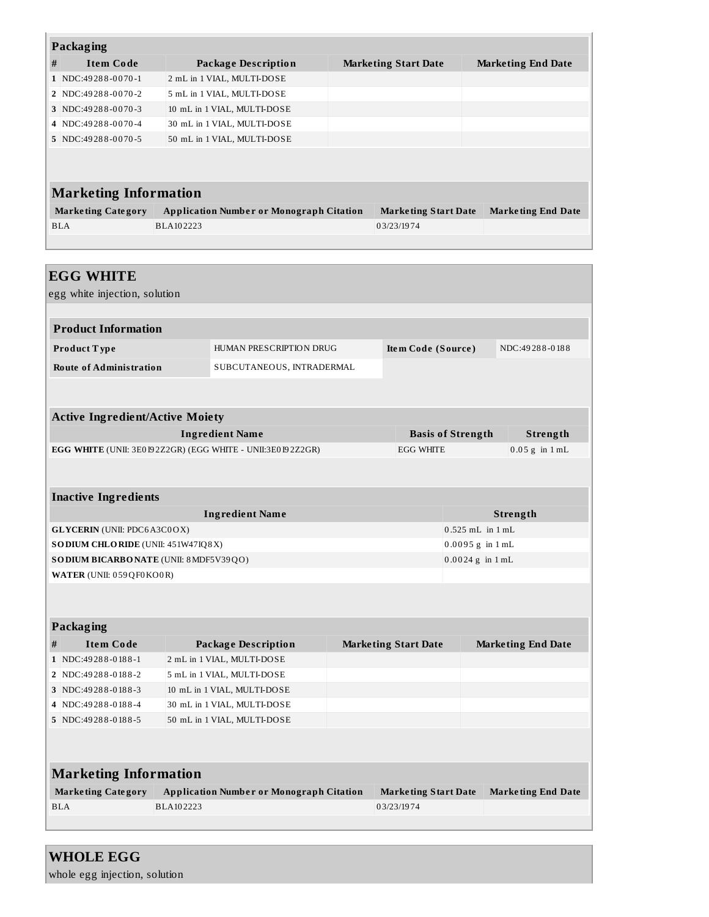### Packaging

| # | Item Code | Package Description | Marketing Start Date | Marketing End Date |
|---|---|---|---|---|
| 1 | NDC:49288-0070-1 | 2 mL in 1 VIAL, MULTI-DOSE | | |
| 2 | NDC:49288-0070-2 | 5 mL in 1 VIAL, MULTI-DOSE | | |
| 3 | NDC:49288-0070-3 | 10 mL in 1 VIAL, MULTI-DOSE | | |
| 4 | NDC:49288-0070-4 | 30 mL in 1 VIAL, MULTI-DOSE | | |
| 5 | NDC:49288-0070-5 | 50 mL in 1 VIAL, MULTI-DOSE | | |

### Marketing Information

| Marketing Category | Application Number or Monograph Citation | Marketing Start Date | Marketing End Date |
|---|---|---|---|
| BLA | BLA102223 | 03/23/1974 | |

## EGG WHITE

egg white injection, solution

### Product Information

| | | | |
|---|---|---|---|
| **Product Type** | HUMAN PRESCRIPTION DRUG | **Item Code (Source)** | NDC:49288-0188 |
| **Route of Administration** | SUBCUTANEOUS, INTRADERMAL | | |

### Active Ingredient/Active Moiety

| Ingredient Name | Basis of Strength | Strength |
|---|---|---|
| **EGG WHITE** (UNII: 3E0I92Z2GR) (EGG WHITE - UNII:3E0I92Z2GR) | EGG WHITE | 0.05 g in 1 mL |

### Inactive Ingredients

| Ingredient Name | Strength |
|---|---|
| **GLYCERIN** (UNII: PDC6A3C0OX) | 0.525 mL in 1 mL |
| **SODIUM CHLORIDE** (UNII: 451W47IQ8X) | 0.0095 g in 1 mL |
| **SODIUM BICARBONATE** (UNII: 8MDF5V39QO) | 0.0024 g in 1 mL |
| **WATER** (UNII: 059QF0KO0R) | |

### Packaging

| # | Item Code | Package Description | Marketing Start Date | Marketing End Date |
|---|---|---|---|---|
| 1 | NDC:49288-0188-1 | 2 mL in 1 VIAL, MULTI-DOSE | | |
| 2 | NDC:49288-0188-2 | 5 mL in 1 VIAL, MULTI-DOSE | | |
| 3 | NDC:49288-0188-3 | 10 mL in 1 VIAL, MULTI-DOSE | | |
| 4 | NDC:49288-0188-4 | 30 mL in 1 VIAL, MULTI-DOSE | | |
| 5 | NDC:49288-0188-5 | 50 mL in 1 VIAL, MULTI-DOSE | | |

### Marketing Information

| Marketing Category | Application Number or Monograph Citation | Marketing Start Date | Marketing End Date |
|---|---|---|---|
| BLA | BLA102223 | 03/23/1974 | |

## WHOLE EGG

whole egg injection, solution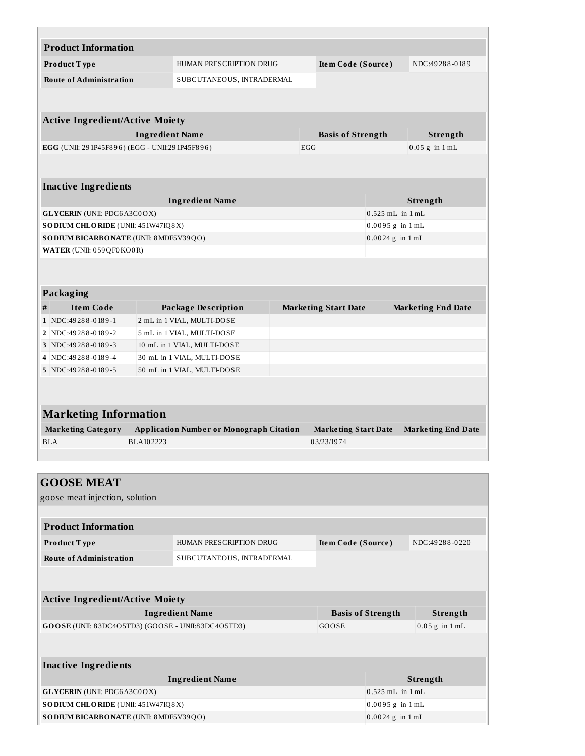| Product Information | | | |
|---|---|---|---|
| Product Type | HUMAN PRESCRIPTION DRUG | Item Code (Source) | NDC:49288-0189 |
| Route of Administration | SUBCUTANEOUS, INTRADERMAL | | |

| Active Ingredient/Active Moiety | | |
|---|---|---|
| Ingredient Name | Basis of Strength | Strength |
| **EGG** (UNII: 291P45F896) (EGG - UNII:291P45F896) | EGG | 0.05 g in 1 mL |

| Inactive Ingredients | |
|---|---|
| Ingredient Name | Strength |
| **GLYCERIN** (UNII: PDC6A3C0OX) | 0.525 mL in 1 mL |
| **SODIUM CHLORIDE** (UNII: 451W47IQ8X) | 0.0095 g in 1 mL |
| **SODIUM BICARBONATE** (UNII: 8MDF5V39QO) | 0.0024 g in 1 mL |
| **WATER** (UNII: 059QF0KO0R) | |

| Packaging | | | | |
|---|---|---|---|---|
| # | Item Code | Package Description | Marketing Start Date | Marketing End Date |
| 1 | NDC:49288-0189-1 | 2 mL in 1 VIAL, MULTI-DOSE | | |
| 2 | NDC:49288-0189-2 | 5 mL in 1 VIAL, MULTI-DOSE | | |
| 3 | NDC:49288-0189-3 | 10 mL in 1 VIAL, MULTI-DOSE | | |
| 4 | NDC:49288-0189-4 | 30 mL in 1 VIAL, MULTI-DOSE | | |
| 5 | NDC:49288-0189-5 | 50 mL in 1 VIAL, MULTI-DOSE | | |

| Marketing Information | | | |
|---|---|---|---|
| Marketing Category | Application Number or Monograph Citation | Marketing Start Date | Marketing End Date |
| BLA | BLA102223 | 03/23/1974 | |

## GOOSE MEAT

goose meat injection, solution

| Product Information | | | |
|---|---|---|---|
| Product Type | HUMAN PRESCRIPTION DRUG | Item Code (Source) | NDC:49288-0220 |
| Route of Administration | SUBCUTANEOUS, INTRADERMAL | | |

| Active Ingredient/Active Moiety | | |
|---|---|---|
| Ingredient Name | Basis of Strength | Strength |
| **GOOSE** (UNII: 83DC4O5TD3) (GOOSE - UNII:83DC4O5TD3) | GOOSE | 0.05 g in 1 mL |

| Inactive Ingredients | |
|---|---|
| Ingredient Name | Strength |
| **GLYCERIN** (UNII: PDC6A3C0OX) | 0.525 mL in 1 mL |
| **SODIUM CHLORIDE** (UNII: 451W47IQ8X) | 0.0095 g in 1 mL |
| **SODIUM BICARBONATE** (UNII: 8MDF5V39QO) | 0.0024 g in 1 mL |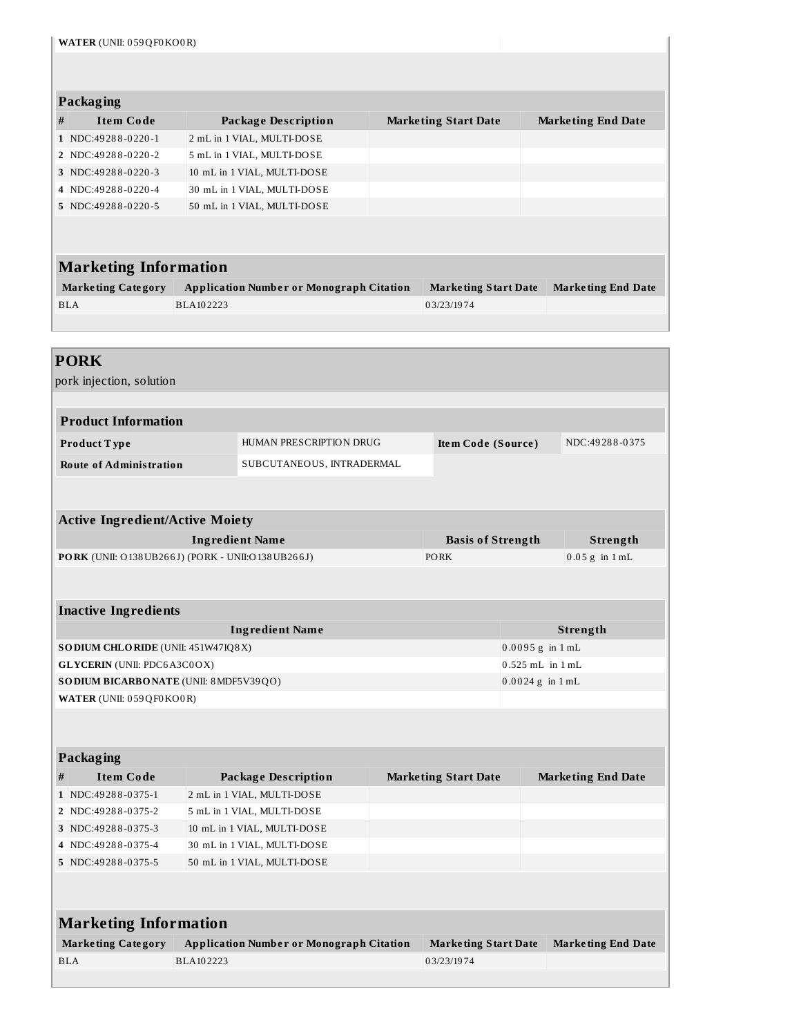| | |
|---|---|
| **WATER** (UNII: 059QF0KO0R) | |

### Packaging

| # | Item Code | Package Description | Marketing Start Date | Marketing End Date |
|---|---|---|---|---|
| 1 | NDC:49288-0220-1 | 2 mL in 1 VIAL, MULTI-DOSE | | |
| 2 | NDC:49288-0220-2 | 5 mL in 1 VIAL, MULTI-DOSE | | |
| 3 | NDC:49288-0220-3 | 10 mL in 1 VIAL, MULTI-DOSE | | |
| 4 | NDC:49288-0220-4 | 30 mL in 1 VIAL, MULTI-DOSE | | |
| 5 | NDC:49288-0220-5 | 50 mL in 1 VIAL, MULTI-DOSE | | |

### Marketing Information

| Marketing Category | Application Number or Monograph Citation | Marketing Start Date | Marketing End Date |
|---|---|---|---|
| BLA | BLA102223 | 03/23/1974 | |

## PORK

pork injection, solution

### Product Information

| | | | |
|---|---|---|---|
| **Product Type** | HUMAN PRESCRIPTION DRUG | **Item Code (Source)** | NDC:49288-0375 |
| **Route of Administration** | SUBCUTANEOUS, INTRADERMAL | | |

### Active Ingredient/Active Moiety

| Ingredient Name | Basis of Strength | Strength |
|---|---|---|
| **PORK** (UNII: O138UB266J) (PORK - UNII:O138UB266J) | PORK | 0.05 g in 1 mL |

### Inactive Ingredients

| Ingredient Name | Strength |
|---|---|
| **SODIUM CHLORIDE** (UNII: 451W47IQ8X) | 0.0095 g in 1 mL |
| **GLYCERIN** (UNII: PDC6A3C0OX) | 0.525 mL in 1 mL |
| **SODIUM BICARBONATE** (UNII: 8MDF5V39QO) | 0.0024 g in 1 mL |
| **WATER** (UNII: 059QF0KO0R) | |

### Packaging

| # | Item Code | Package Description | Marketing Start Date | Marketing End Date |
|---|---|---|---|---|
| 1 | NDC:49288-0375-1 | 2 mL in 1 VIAL, MULTI-DOSE | | |
| 2 | NDC:49288-0375-2 | 5 mL in 1 VIAL, MULTI-DOSE | | |
| 3 | NDC:49288-0375-3 | 10 mL in 1 VIAL, MULTI-DOSE | | |
| 4 | NDC:49288-0375-4 | 30 mL in 1 VIAL, MULTI-DOSE | | |
| 5 | NDC:49288-0375-5 | 50 mL in 1 VIAL, MULTI-DOSE | | |

### Marketing Information

| Marketing Category | Application Number or Monograph Citation | Marketing Start Date | Marketing End Date |
|---|---|---|---|
| BLA | BLA102223 | 03/23/1974 | |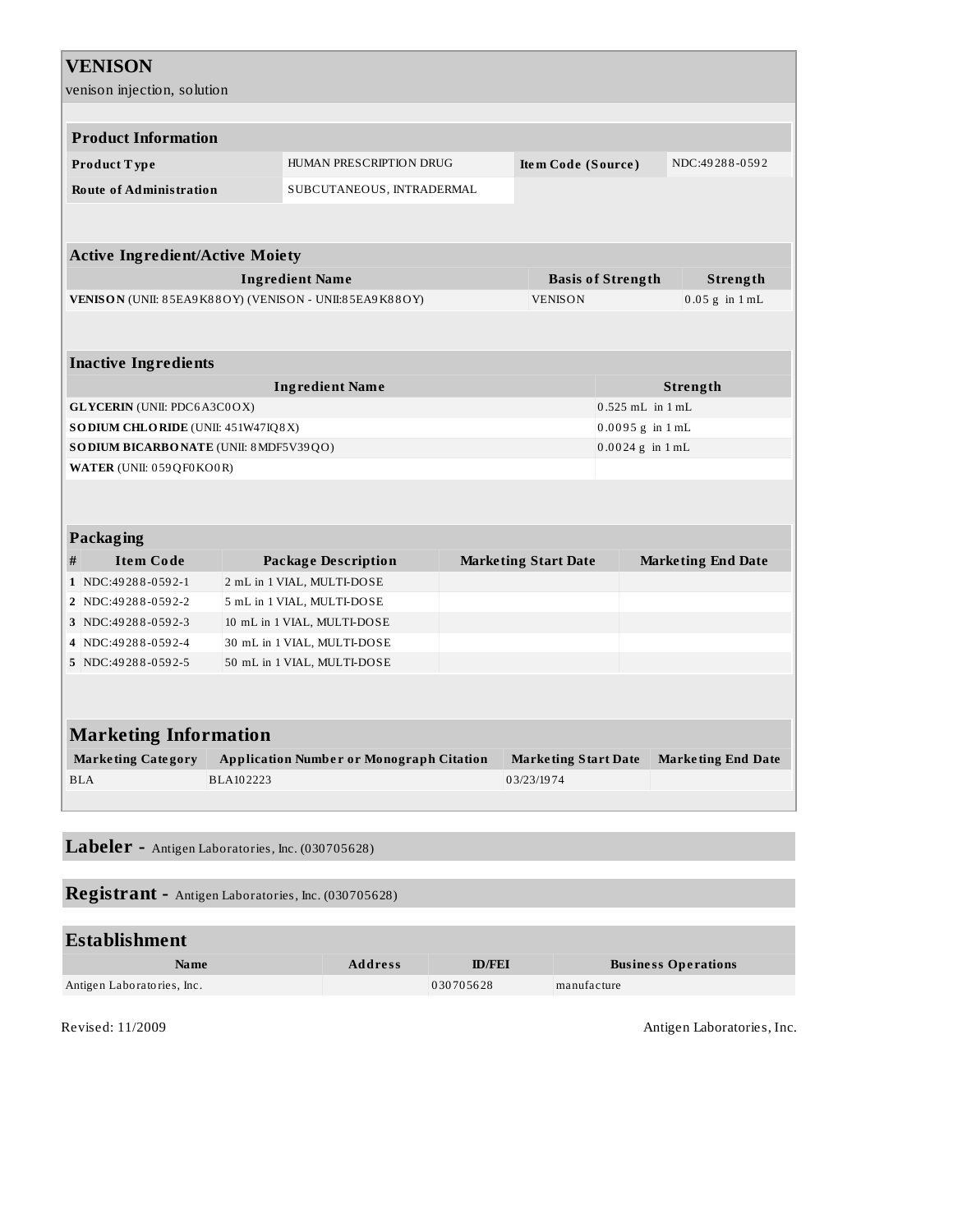# VENISON

venison injection, solution

| Product Information | | | |
|---|---|---|---|
| **Product Type** | HUMAN PRESCRIPTION DRUG | **Item Code (Source)** | NDC:49288-0592 |
| **Route of Administration** | SUBCUTANEOUS, INTRADERMAL | | |

| Active Ingredient/Active Moiety | | |
|---|---|---|
| **Ingredient Name** | **Basis of Strength** | **Strength** |
| **VENISON** (UNII: 85EA9K88OY) (VENISON - UNII:85EA9K88OY) | VENISON | 0.05 g in 1 mL |

| Inactive Ingredients | |
|---|---|
| **Ingredient Name** | **Strength** |
| **GLYCERIN** (UNII: PDC6A3C0OX) | 0.525 mL in 1 mL |
| **SODIUM CHLORIDE** (UNII: 451W47IQ8X) | 0.0095 g in 1 mL |
| **SODIUM BICARBONATE** (UNII: 8MDF5V39QO) | 0.0024 g in 1 mL |
| **WATER** (UNII: 059QF0KO0R) | |

| Packaging | | | | |
|---|---|---|---|---|
| **#** | **Item Code** | **Package Description** | **Marketing Start Date** | **Marketing End Date** |
| 1 | NDC:49288-0592-1 | 2 mL in 1 VIAL, MULTI-DOSE | | |
| 2 | NDC:49288-0592-2 | 5 mL in 1 VIAL, MULTI-DOSE | | |
| 3 | NDC:49288-0592-3 | 10 mL in 1 VIAL, MULTI-DOSE | | |
| 4 | NDC:49288-0592-4 | 30 mL in 1 VIAL, MULTI-DOSE | | |
| 5 | NDC:49288-0592-5 | 50 mL in 1 VIAL, MULTI-DOSE | | |

| Marketing Information | | | |
|---|---|---|---|
| **Marketing Category** | **Application Number or Monograph Citation** | **Marketing Start Date** | **Marketing End Date** |
| BLA | BLA102223 | 03/23/1974 | |

## Labeler - Antigen Laboratories, Inc. (030705628)

## Registrant - Antigen Laboratories, Inc. (030705628)

| Establishment | | | |
|---|---|---|---|
| **Name** | **Address** | **ID/FEI** | **Business Operations** |
| Antigen Laboratories, Inc. | | 030705628 | manufacture |

Revised: 11/2009

Antigen Laboratories, Inc.